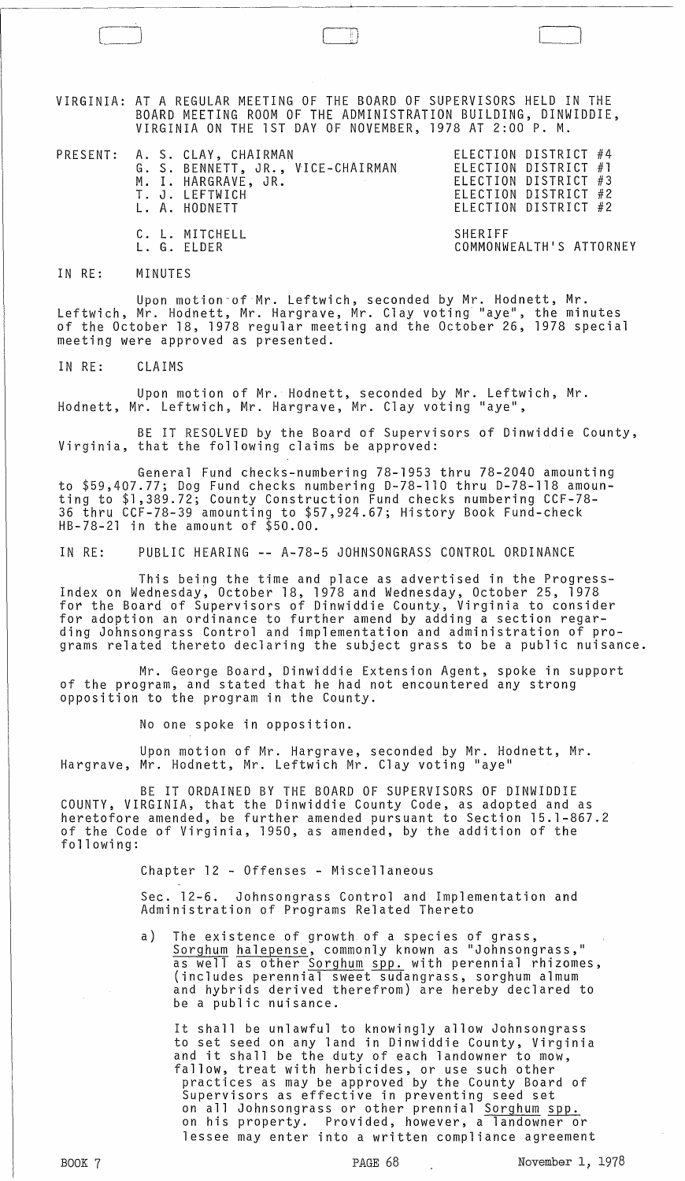VIRGINIA: AT A REGULAR MEETING OF THE BOARD OF SUPERVISORS HELD IN THE BOARD MEETING ROOM OF THE ADMINISTRATION BUILDING, DINWIDDIE, VIRGINIA ON THE 1ST DAY OF NOVEMBER, 1978 AT 2:00 P. M.

| PRESENT: | | |
|---|---|---|
| | A. S. CLAY, CHAIRMAN | ELECTION DISTRICT #4 |
| | G. S. BENNETT, JR., VICE-CHAIRMAN | ELECTION DISTRICT #1 |
| | M. I. HARGRAVE, JR. | ELECTION DISTRICT #3 |
| | T. J. LEFTWICH | ELECTION DISTRICT #2 |
| | L. A. HODNETT | ELECTION DISTRICT #2 |
| | C. L. MITCHELL | SHERIFF |
| | L. G. ELDER | COMMONWEALTH'S ATTORNEY |

IN RE: MINUTES

Upon motion of Mr. Leftwich, seconded by Mr. Hodnett, Mr. Leftwich, Mr. Hodnett, Mr. Hargrave, Mr. Clay voting "aye", the minutes of the October 18, 1978 regular meeting and the October 26, 1978 special meeting were approved as presented.

IN RE: CLAIMS

Upon motion of Mr. Hodnett, seconded by Mr. Leftwich, Mr. Hodnett, Mr. Leftwich, Mr. Hargrave, Mr. Clay voting "aye",

BE IT RESOLVED by the Board of Supervisors of Dinwiddie County, Virginia, that the following claims be approved:

General Fund checks-numbering 78-1953 thru 78-2040 amounting to $59,407.77; Dog Fund checks numbering D-78-110 thru D-78-118 amounting to $1,389.72; County Construction Fund checks numbering CCF-78-36 thru CCF-78-39 amounting to $57,924.67; History Book Fund-check HB-78-21 in the amount of $50.00.

IN RE: PUBLIC HEARING -- A-78-5 JOHNSONGRASS CONTROL ORDINANCE

This being the time and place as advertised in the Progress-Index on Wednesday, October 18, 1978 and Wednesday, October 25, 1978 for the Board of Supervisors of Dinwiddie County, Virginia to consider for adoption an ordinance to further amend by adding a section regarding Johnsongrass Control and implementation and administration of programs related thereto declaring the subject grass to be a public nuisance.

Mr. George Board, Dinwiddie Extension Agent, spoke in support of the program, and stated that he had not encountered any strong opposition to the program in the County.

No one spoke in opposition.

Upon motion of Mr. Hargrave, seconded by Mr. Hodnett, Mr. Hargrave, Mr. Hodnett, Mr. Leftwich Mr. Clay voting "aye"

BE IT ORDAINED BY THE BOARD OF SUPERVISORS OF DINWIDDIE COUNTY, VIRGINIA, that the Dinwiddie County Code, as adopted and as heretofore amended, be further amended pursuant to Section 15.1-867.2 of the Code of Virginia, 1950, as amended, by the addition of the following:

Chapter 12 - Offenses - Miscellaneous

Sec. 12-6. Johnsongrass Control and Implementation and Administration of Programs Related Thereto

a) The existence of growth of a species of grass, Sorghum halepense, commonly known as "Johnsongrass," as well as other Sorghum spp. with perennial rhizomes, (includes perennial sweet sudangrass, sorghum almum and hybrids derived therefrom) are hereby declared to be a public nuisance.

It shall be unlawful to knowingly allow Johnsongrass to set seed on any land in Dinwiddie County, Virginia and it shall be the duty of each landowner to mow, fallow, treat with herbicides, or use such other practices as may be approved by the County Board of Supervisors as effective in preventing seed set on all Johnsongrass or other prennial Sorghum spp. on his property. Provided, however, a landowner or lessee may enter into a written compliance agreement

BOOK 7 PAGE 68 November 1, 1978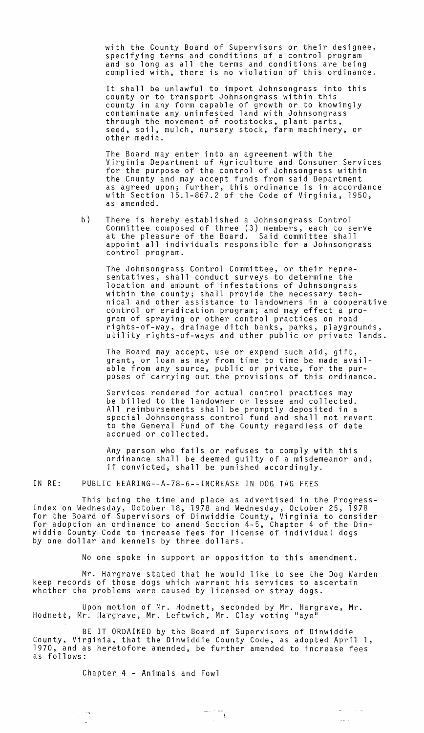with the County Board of Supervisors or their designee, specifying terms and conditions of a control program and so long as all the terms and conditions are being complied with, there is no violation of this ordinance.

It shall be unlawful to import Johnsongrass into this county or to transport Johnsongrass within this county in any form capable of growth or to knowingly contaminate any uninfested land with Johnsongrass through the movement of rootstocks, plant parts, seed, soil, mulch, nursery stock, farm machinery, or other media.

The Board may enter into an agreement with the Virginia Department of Agriculture and Consumer Services for the purpose of the control of Johnsongrass within the County and may accept funds from said Department as agreed upon; further, this ordinance is in accordance with Section 15.1-867.2 of the Code of Virginia, 1950, as amended.

b) There is hereby established a Johnsongrass Control Committee composed of three (3) members, each to serve at the pleasure of the Board. Said committee shall appoint all individuals responsible for a Johnsongrass control program.

The Johnsongrass Control Committee, or their representatives, shall conduct surveys to determine the location and amount of infestations of Johnsongrass within the county; shall provide the necessary technical and other assistance to landowners in a cooperative control or eradication program; and may effect a program of spraying or other control practices on road rights-of-way, drainage ditch banks, parks, playgrounds, utility rights-of-ways and other public or private lands.

The Board may accept, use or expend such aid, gift, grant, or loan as may from time to time be made available from any source, public or private, for the purposes of carrying out the provisions of this ordinance.

Services rendered for actual control practices may be billed to the landowner or lessee and collected. All reimbursements shall be promptly deposited in a special Johnsongrass control fund and shall not revert to the General Fund of the County regardless of date accrued or collected.

Any person who fails or refuses to comply with this ordinance shall be deemed guilty of a misdemeanor and, if convicted, shall be punished accordingly.

IN RE: PUBLIC HEARING--A-78-6--INCREASE IN DOG TAG FEES

This being the time and place as advertised in the Progress-Index on Wednesday, October 18, 1978 and Wednesday, October 25, 1978 for the Board of Supervisors of Dinwiddie County, Virginia to consider for adoption an ordinance to amend Section 4-5, Chapter 4 of the Dinwiddie County Code to increase fees for license of individual dogs by one dollar and kennels by three dollars.

No one spoke in support or opposition to this amendment.

Mr. Hargrave stated that he would like to see the Dog Warden keep records of those dogs which warrant his services to ascertain whether the problems were caused by licensed or stray dogs.

Upon motion of Mr. Hodnett, seconded by Mr. Hargrave, Mr. Hodnett, Mr. Hargrave, Mr. Leftwich, Mr. Clay voting "aye"

BE IT ORDAINED by the Board of Supervisors of Dinwiddie County, Virginia, that the Dinwiddie County Code, as adopted April 1, 1970, and as heretofore amended, be further amended to increase fees as follows:

Chapter 4 - Animals and Fowl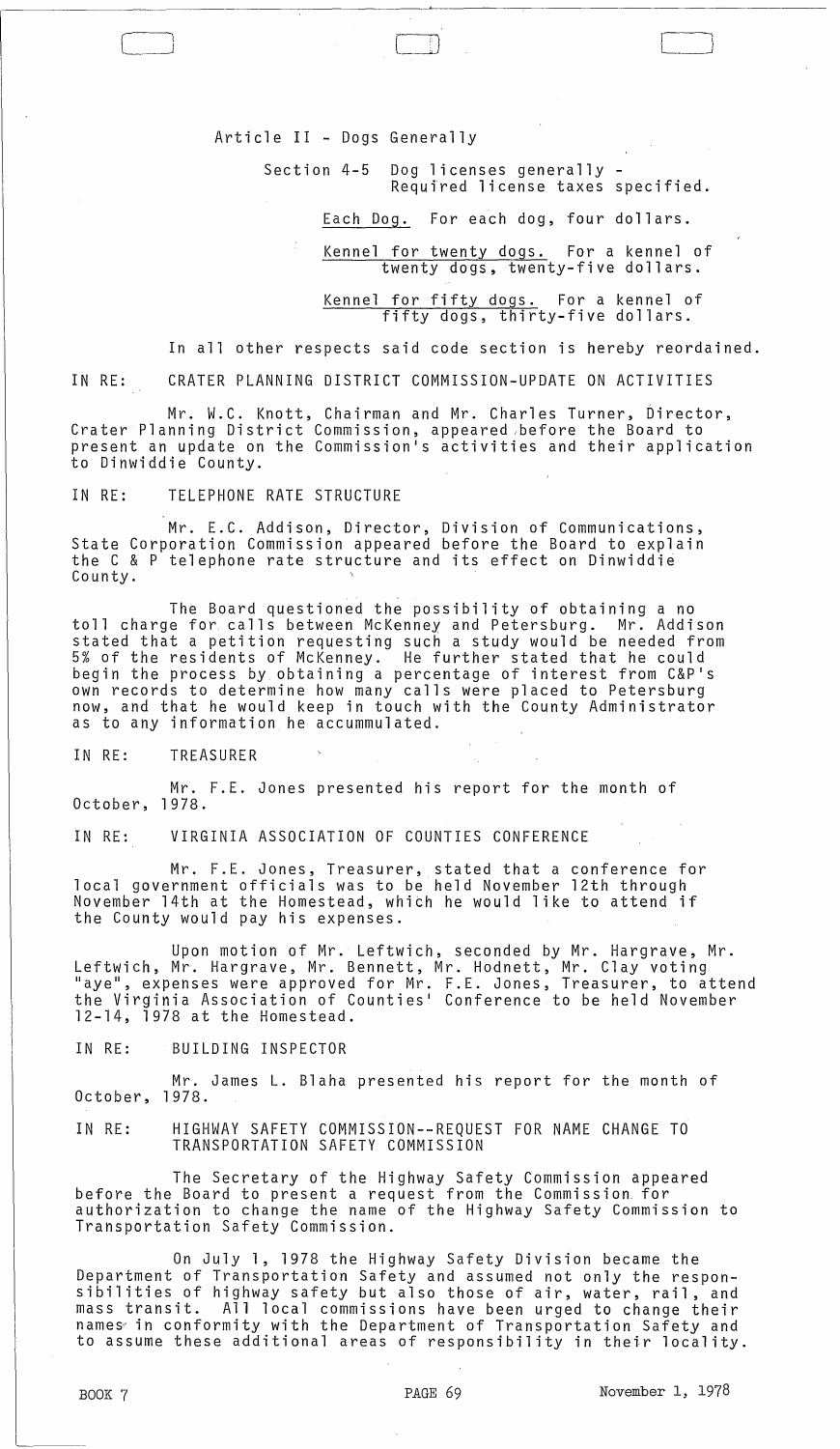Article II - Dogs Generally

Section 4-5 Dog licenses generally - Required license taxes specified.

Each Dog. For each dog, four dollars.

Kennel for twenty dogs. For a kennel of twenty dogs, twenty-five dollars.

Kennel for fifty dogs. For a kennel of fifty dogs, thirty-five dollars.

In all other respects said code section is hereby reordained.

IN RE: CRATER PLANNING DISTRICT COMMISSION-UPDATE ON ACTIVITIES

Mr. W.C. Knott, Chairman and Mr. Charles Turner, Director, Crater Planning District Commission, appeared before the Board to present an update on the Commission's activities and their application to Dinwiddie County.

IN RE: TELEPHONE RATE STRUCTURE

Mr. E.C. Addison, Director, Division of Communications, State Corporation Commission appeared before the Board to explain the C & P telephone rate structure and its effect on Dinwiddie County.

The Board questioned the possibility of obtaining a no toll charge for calls between McKenney and Petersburg. Mr. Addison stated that a petition requesting such a study would be needed from 5% of the residents of McKenney. He further stated that he could begin the process by obtaining a percentage of interest from C&P's own records to determine how many calls were placed to Petersburg now, and that he would keep in touch with the County Administrator as to any information he accummulated.

IN RE: TREASURER

Mr. F.E. Jones presented his report for the month of October, 1978.

IN RE: VIRGINIA ASSOCIATION OF COUNTIES CONFERENCE

Mr. F.E. Jones, Treasurer, stated that a conference for local government officials was to be held November 12th through November 14th at the Homestead, which he would like to attend if the County would pay his expenses.

Upon motion of Mr. Leftwich, seconded by Mr. Hargrave, Mr. Leftwich, Mr. Hargrave, Mr. Bennett, Mr. Hodnett, Mr. Clay voting "aye", expenses were approved for Mr. F.E. Jones, Treasurer, to attend the Virginia Association of Counties' Conference to be held November 12-14, 1978 at the Homestead.

IN RE: BUILDING INSPECTOR

Mr. James L. Blaha presented his report for the month of October, 1978.

IN RE: HIGHWAY SAFETY COMMISSION--REQUEST FOR NAME CHANGE TO TRANSPORTATION SAFETY COMMISSION

The Secretary of the Highway Safety Commission appeared before the Board to present a request from the Commission for authorization to change the name of the Highway Safety Commission to Transportation Safety Commission.

On July 1, 1978 the Highway Safety Division became the Department of Transportation Safety and assumed not only the responsibilities of highway safety but also those of air, water, rail, and mass transit. All local commissions have been urged to change their names in conformity with the Department of Transportation Safety and to assume these additional areas of responsibility in their locality.

BOOK 7 PAGE 69 November 1, 1978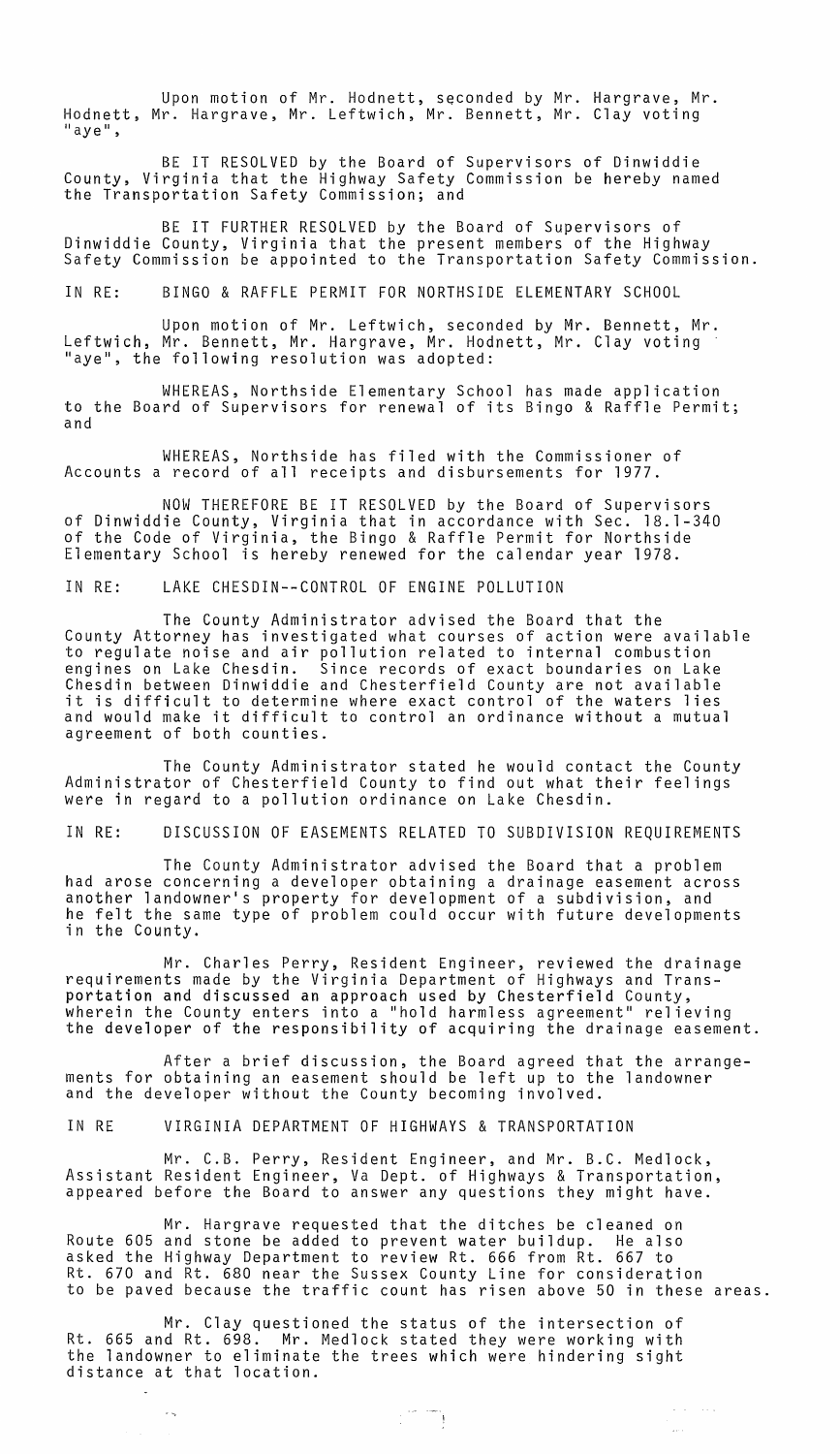Upon motion of Mr. Hodnett, seconded by Mr. Hargrave, Mr. Hodnett, Mr. Hargrave, Mr. Leftwich, Mr. Bennett, Mr. Clay voting "aye",

BE IT RESOLVED by the Board of Supervisors of Dinwiddie County, Virginia that the Highway Safety Commission be hereby named the Transportation Safety Commission; and

BE IT FURTHER RESOLVED by the Board of Supervisors of Dinwiddie County, Virginia that the present members of the Highway Safety Commission be appointed to the Transportation Safety Commission.

IN RE: BINGO & RAFFLE PERMIT FOR NORTHSIDE ELEMENTARY SCHOOL

Upon motion of Mr. Leftwich, seconded by Mr. Bennett, Mr. Leftwich, Mr. Bennett, Mr. Hargrave, Mr. Hodnett, Mr. Clay voting "aye", the following resolution was adopted:

WHEREAS, Northside Elementary School has made application to the Board of Supervisors for renewal of its Bingo & Raffle Permit; and

WHEREAS, Northside has filed with the Commissioner of Accounts a record of all receipts and disbursements for 1977.

NOW THEREFORE BE IT RESOLVED by the Board of Supervisors of Dinwiddie County, Virginia that in accordance with Sec. 18.1-340 of the Code of Virginia, the Bingo & Raffle Permit for Northside Elementary School is hereby renewed for the calendar year 1978.

IN RE: LAKE CHESDIN--CONTROL OF ENGINE POLLUTION

The County Administrator advised the Board that the County Attorney has investigated what courses of action were available to regulate noise and air pollution related to internal combustion engines on Lake Chesdin. Since records of exact boundaries on Lake Chesdin between Dinwiddie and Chesterfield County are not available it is difficult to determine where exact control of the waters lies and would make it difficult to control an ordinance without a mutual agreement of both counties.

The County Administrator stated he would contact the County Administrator of Chesterfield County to find out what their feelings were in regard to a pollution ordinance on Lake Chesdin.

IN RE: DISCUSSION OF EASEMENTS RELATED TO SUBDIVISION REQUIREMENTS

The County Administrator advised the Board that a problem had arose concerning a developer obtaining a drainage easement across another landowner's property for development of a subdivision, and he felt the same type of problem could occur with future developments in the County.

Mr. Charles Perry, Resident Engineer, reviewed the drainage requirements made by the Virginia Department of Highways and Transportation and discussed an approach used by Chesterfield County, wherein the County enters into a "hold harmless agreement" relieving the developer of the responsibility of acquiring the drainage easement.

After a brief discussion, the Board agreed that the arrangements for obtaining an easement should be left up to the landowner and the developer without the County becoming involved.

IN RE VIRGINIA DEPARTMENT OF HIGHWAYS & TRANSPORTATION

Mr. C.B. Perry, Resident Engineer, and Mr. B.C. Medlock, Assistant Resident Engineer, Va Dept. of Highways & Transportation, appeared before the Board to answer any questions they might have.

Mr. Hargrave requested that the ditches be cleaned on Route 605 and stone be added to prevent water buildup. He also asked the Highway Department to review Rt. 666 from Rt. 667 to Rt. 670 and Rt. 680 near the Sussex County Line for consideration to be paved because the traffic count has risen above 50 in these areas.

Mr. Clay questioned the status of the intersection of Rt. 665 and Rt. 698. Mr. Medlock stated they were working with the landowner to eliminate the trees which were hindering sight distance at that location.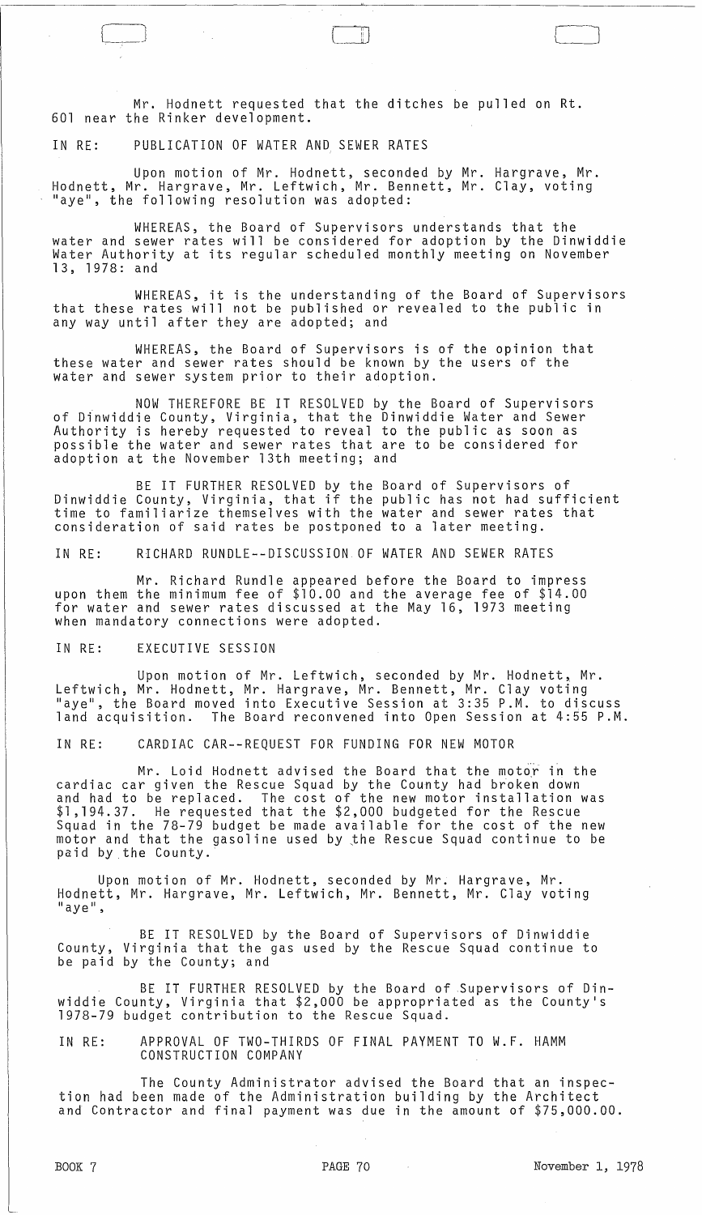Mr. Hodnett requested that the ditches be pulled on Rt. 601 near the Rinker development.

IN RE: PUBLICATION OF WATER AND SEWER RATES

Upon motion of Mr. Hodnett, seconded by Mr. Hargrave, Mr. Hodnett, Mr. Hargrave, Mr. Leftwich, Mr. Bennett, Mr. Clay, voting "aye", the following resolution was adopted:

WHEREAS, the Board of Supervisors understands that the water and sewer rates will be considered for adoption by the Dinwiddie Water Authority at its regular scheduled monthly meeting on November 13, 1978: and

WHEREAS, it is the understanding of the Board of Supervisors that these rates will not be published or revealed to the public in any way until after they are adopted; and

WHEREAS, the Board of Supervisors is of the opinion that these water and sewer rates should be known by the users of the water and sewer system prior to their adoption.

NOW THEREFORE BE IT RESOLVED by the Board of Supervisors of Dinwiddie County, Virginia, that the Dinwiddie Water and Sewer Authority is hereby requested to reveal to the public as soon as possible the water and sewer rates that are to be considered for adoption at the November 13th meeting; and

BE IT FURTHER RESOLVED by the Board of Supervisors of Dinwiddie County, Virginia, that if the public has not had sufficient time to familiarize themselves with the water and sewer rates that consideration of said rates be postponed to a later meeting.

IN RE: RICHARD RUNDLE--DISCUSSION OF WATER AND SEWER RATES

Mr. Richard Rundle appeared before the Board to impress upon them the minimum fee of $10.00 and the average fee of $14.00 for water and sewer rates discussed at the May 16, 1973 meeting when mandatory connections were adopted.

IN RE: EXECUTIVE SESSION

Upon motion of Mr. Leftwich, seconded by Mr. Hodnett, Mr. Leftwich, Mr. Hodnett, Mr. Hargrave, Mr. Bennett, Mr. Clay voting "aye", the Board moved into Executive Session at 3:35 P.M. to discuss land acquisition. The Board reconvened into Open Session at 4:55 P.M.

IN RE: CARDIAC CAR--REQUEST FOR FUNDING FOR NEW MOTOR

Mr. Loid Hodnett advised the Board that the motor in the cardiac car given the Rescue Squad by the County had broken down and had to be replaced. The cost of the new motor installation was $1,194.37. He requested that the $2,000 budgeted for the Rescue Squad in the 78-79 budget be made available for the cost of the new motor and that the gasoline used by the Rescue Squad continue to be paid by the County.

Upon motion of Mr. Hodnett, seconded by Mr. Hargrave, Mr. Hodnett, Mr. Hargrave, Mr. Leftwich, Mr. Bennett, Mr. Clay voting "aye",

BE IT RESOLVED by the Board of Supervisors of Dinwiddie County, Virginia that the gas used by the Rescue Squad continue to be paid by the County; and

BE IT FURTHER RESOLVED by the Board of Supervisors of Dinwiddie County, Virginia that $2,000 be appropriated as the County's 1978-79 budget contribution to the Rescue Squad.

IN RE: APPROVAL OF TWO-THIRDS OF FINAL PAYMENT TO W.F. HAMM CONSTRUCTION COMPANY

The County Administrator advised the Board that an inspection had been made of the Administration building by the Architect and Contractor and final payment was due in the amount of $75,000.00.

BOOK 7 PAGE 70 November 1, 1978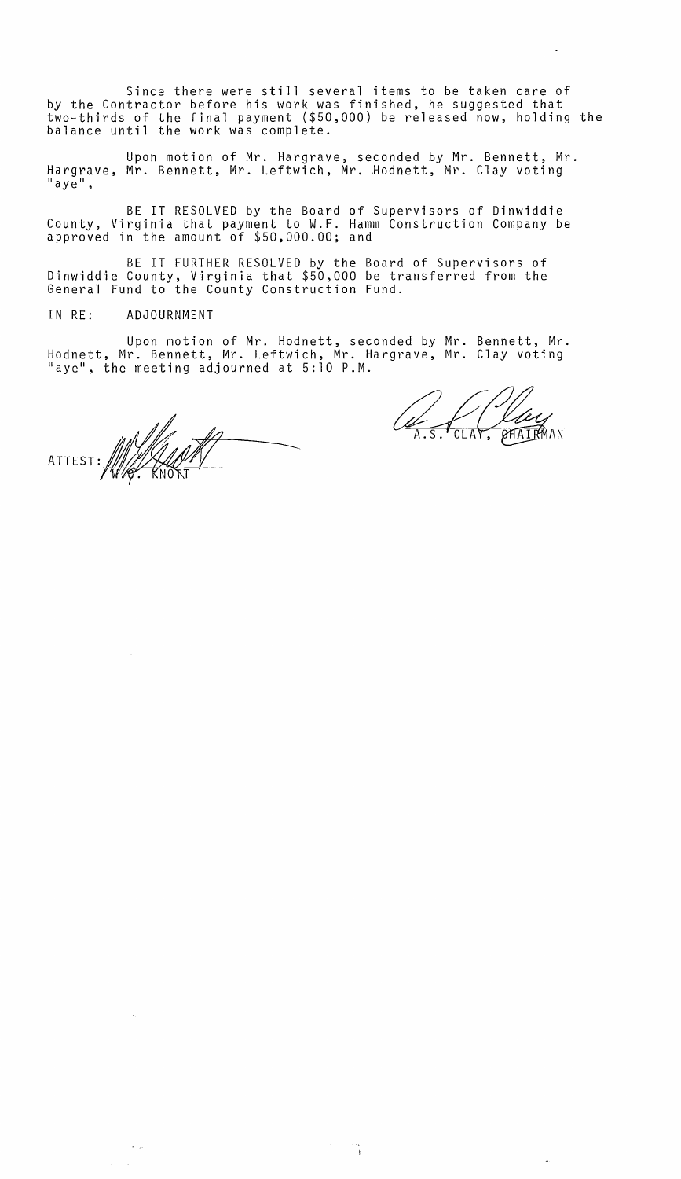Since there were still several items to be taken care of by the Contractor before his work was finished, he suggested that two-thirds of the final payment ($50,000) be released now, holding the balance until the work was complete.

Upon motion of Mr. Hargrave, seconded by Mr. Bennett, Mr. Hargrave, Mr. Bennett, Mr. Leftwich, Mr. Hodnett, Mr. Clay voting "aye",

BE IT RESOLVED by the Board of Supervisors of Dinwiddie County, Virginia that payment to W.F. Hamm Construction Company be approved in the amount of $50,000.00; and

BE IT FURTHER RESOLVED by the Board of Supervisors of Dinwiddie County, Virginia that $50,000 be transferred from the General Fund to the County Construction Fund.

IN RE: ADJOURNMENT

Upon motion of Mr. Hodnett, seconded by Mr. Bennett, Mr. Hodnett, Mr. Bennett, Mr. Leftwich, Mr. Hargrave, Mr. Clay voting "aye", the meeting adjourned at 5:10 P.M.

A.S. CLAY, CHAIRMAN

ATTEST: W.C. KNOTT